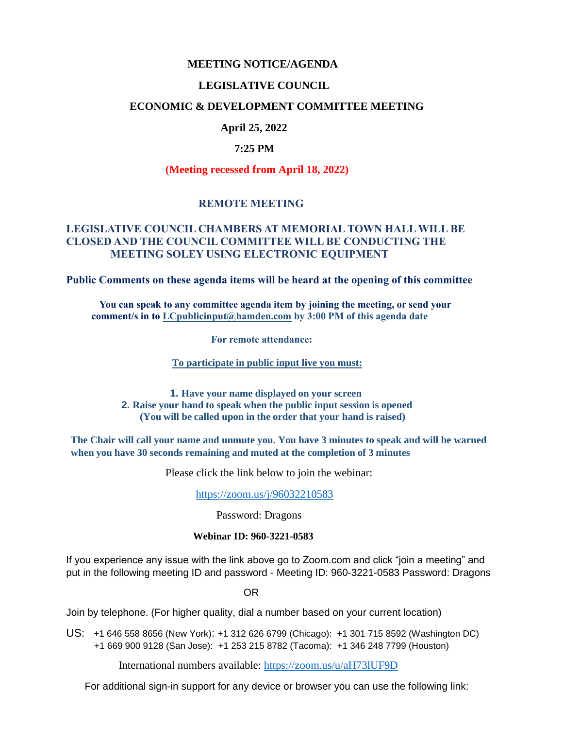# MEETING NOTICE/AGENDA

## LEGISLATIVE COUNCIL

## ECONOMIC & DEVELOPMENT COMMITTEE MEETING

**April 25, 2022**

**7:25 PM**

**(Meeting recessed from April 18, 2022)**

**REMOTE MEETING**

**LEGISLATIVE COUNCIL CHAMBERS AT MEMORIAL TOWN HALL WILL BE CLOSED AND THE COUNCIL COMMITTEE WILL BE CONDUCTING THE MEETING SOLEY USING ELECTRONIC EQUIPMENT**

**Public Comments on these agenda items will be heard at the opening of this committee**

**You can speak to any committee agenda item by joining the meeting, or send your comment/s in to LCpublicinput@hamden.com by 3:00 PM of this agenda date**

**For remote attendance:**

**To participate in public input live you must:**

1. **Have your name displayed on your screen**
2. **Raise your hand to speak when the public input session is opened (You will be called upon in the order that your hand is raised)**

**The Chair will call your name and unmute you. You have 3 minutes to speak and will be warned when you have 30 seconds remaining and muted at the completion of 3 minutes**

Please click the link below to join the webinar:

https://zoom.us/j/96032210583

Password: Dragons

**Webinar ID: 960-3221-0583**

If you experience any issue with the link above go to Zoom.com and click "join a meeting" and put in the following meeting ID and password - Meeting ID: 960-3221-0583 Password: Dragons

OR

Join by telephone. (For higher quality, dial a number based on your current location)

US: +1 646 558 8656 (New York): +1 312 626 6799 (Chicago): +1 301 715 8592 (Washington DC) +1 669 900 9128 (San Jose): +1 253 215 8782 (Tacoma): +1 346 248 7799 (Houston)

International numbers available: https://zoom.us/u/aH73lUF9D

For additional sign-in support for any device or browser you can use the following link: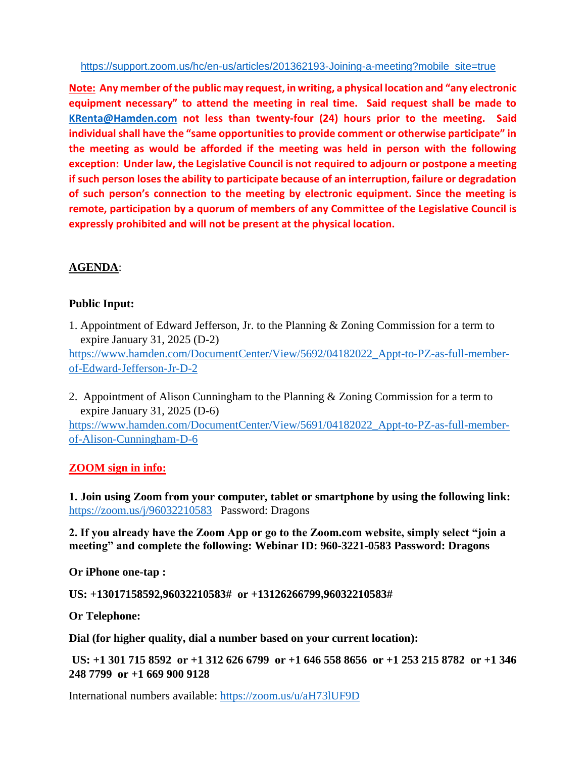https://support.zoom.us/hc/en-us/articles/201362193-Joining-a-meeting?mobile_site=true

**Note: Any member of the public may request, in writing, a physical location and "any electronic equipment necessary" to attend the meeting in real time. Said request shall be made to KRenta@Hamden.com not less than twenty-four (24) hours prior to the meeting. Said individual shall have the "same opportunities to provide comment or otherwise participate" in the meeting as would be afforded if the meeting was held in person with the following exception: Under law, the Legislative Council is not required to adjourn or postpone a meeting if such person loses the ability to participate because of an interruption, failure or degradation of such person's connection to the meeting by electronic equipment. Since the meeting is remote, participation by a quorum of members of any Committee of the Legislative Council is expressly prohibited and will not be present at the physical location.**

**AGENDA**:

**Public Input:**

1. Appointment of Edward Jefferson, Jr. to the Planning & Zoning Commission for a term to expire January 31, 2025 (D-2)
https://www.hamden.com/DocumentCenter/View/5692/04182022_Appt-to-PZ-as-full-member-of-Edward-Jefferson-Jr-D-2

2. Appointment of Alison Cunningham to the Planning & Zoning Commission for a term to expire January 31, 2025 (D-6)
https://www.hamden.com/DocumentCenter/View/5691/04182022_Appt-to-PZ-as-full-member-of-Alison-Cunningham-D-6

**ZOOM sign in info:**

**1. Join using Zoom from your computer, tablet or smartphone by using the following link:** https://zoom.us/j/96032210583 Password: Dragons

**2. If you already have the Zoom App or go to the Zoom.com website, simply select "join a meeting" and complete the following: Webinar ID: 960-3221-0583 Password: Dragons**

**Or iPhone one-tap :**

**US: +13017158592,96032210583# or +13126266799,96032210583#**

**Or Telephone:**

**Dial (for higher quality, dial a number based on your current location):**

**US: +1 301 715 8592 or +1 312 626 6799 or +1 646 558 8656 or +1 253 215 8782 or +1 346 248 7799 or +1 669 900 9128**

International numbers available: https://zoom.us/u/aH73lUF9D